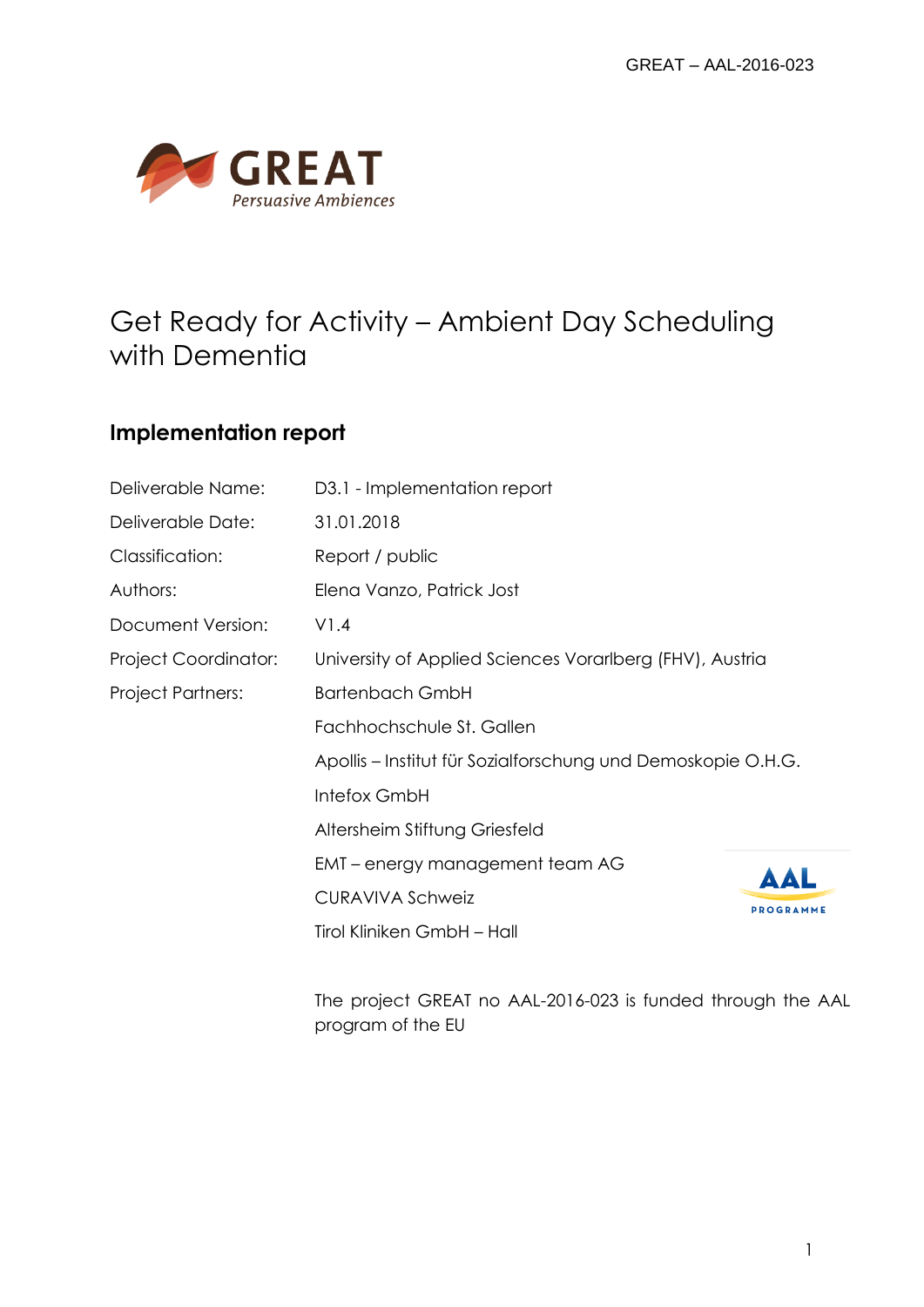GREAT
Persuasive Ambiences

# Get Ready for Activity – Ambient Day Scheduling with Dementia

## Implementation report

| | |
|---|---|
| Deliverable Name: | D3.1 - Implementation report |
| Deliverable Date: | 31.01.2018 |
| Classification: | Report / public |
| Authors: | Elena Vanzo, Patrick Jost |
| Document Version: | V1.4 |
| Project Coordinator: | University of Applied Sciences Vorarlberg (FHV), Austria |
| Project Partners: | Bartenbach GmbH |
| | Fachhochschule St. Gallen |
| | Apollis – Institut für Sozialforschung und Demoskopie O.H.G. |
| | Intefox GmbH |
| | Altersheim Stiftung Griesfeld |
| | EMT – energy management team AG |
| | CURAVIVA Schweiz |
| | Tirol Kliniken GmbH – Hall |

AAL PROGRAMME

The project GREAT no AAL-2016-023 is funded through the AAL program of the EU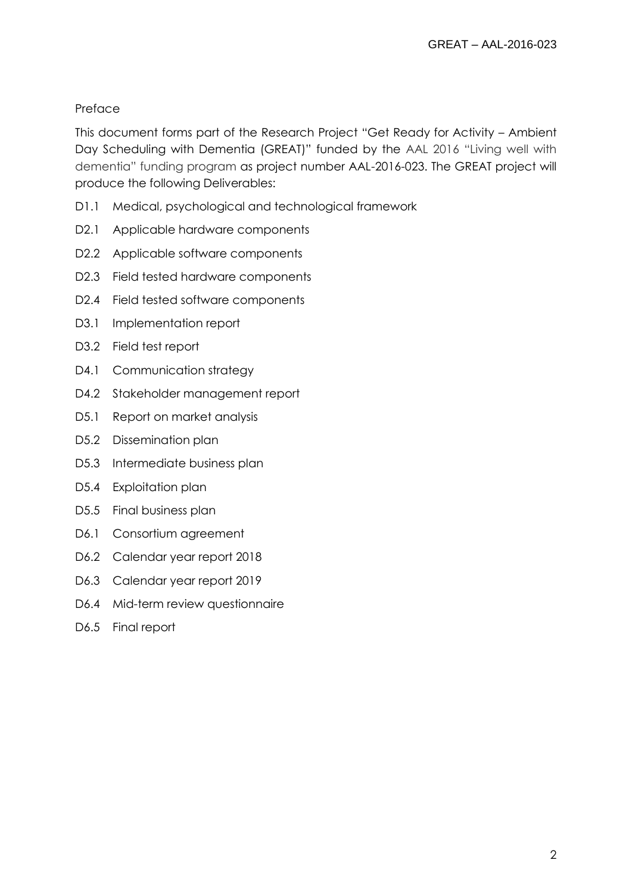Preface

This document forms part of the Research Project "Get Ready for Activity – Ambient Day Scheduling with Dementia (GREAT)" funded by the AAL 2016 "Living well with dementia" funding program as project number AAL-2016-023. The GREAT project will produce the following Deliverables:

- D1.1 Medical, psychological and technological framework
- D2.1 Applicable hardware components
- D2.2 Applicable software components
- D2.3 Field tested hardware components
- D2.4 Field tested software components
- D3.1 Implementation report
- D3.2 Field test report
- D4.1 Communication strategy
- D4.2 Stakeholder management report
- D5.1 Report on market analysis
- D5.2 Dissemination plan
- D5.3 Intermediate business plan
- D5.4 Exploitation plan
- D5.5 Final business plan
- D6.1 Consortium agreement
- D6.2 Calendar year report 2018
- D6.3 Calendar year report 2019
- D6.4 Mid-term review questionnaire
- D6.5 Final report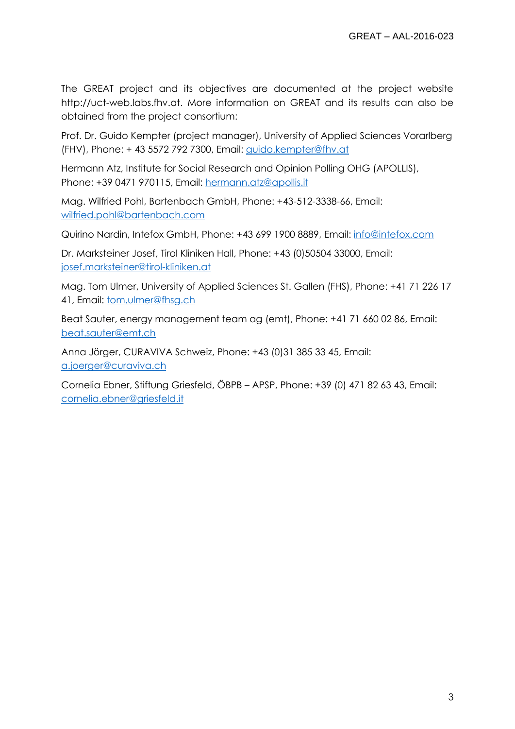The GREAT project and its objectives are documented at the project website http://uct-web.labs.fhv.at. More information on GREAT and its results can also be obtained from the project consortium:

Prof. Dr. Guido Kempter (project manager), University of Applied Sciences Vorarlberg (FHV), Phone: + 43 5572 792 7300, Email: guido.kempter@fhv.at

Hermann Atz, Institute for Social Research and Opinion Polling OHG (APOLLIS), Phone: +39 0471 970115, Email: hermann.atz@apollis.it

Mag. Wilfried Pohl, Bartenbach GmbH, Phone: +43-512-3338-66, Email: wilfried.pohl@bartenbach.com

Quirino Nardin, Intefox GmbH, Phone: +43 699 1900 8889, Email: info@intefox.com

Dr. Marksteiner Josef, Tirol Kliniken Hall, Phone: +43 (0)50504 33000, Email: josef.marksteiner@tirol-kliniken.at

Mag. Tom Ulmer, University of Applied Sciences St. Gallen (FHS), Phone: +41 71 226 17 41, Email: tom.ulmer@fhsg.ch

Beat Sauter, energy management team ag (emt), Phone: +41 71 660 02 86, Email: beat.sauter@emt.ch

Anna Jörger, CURAVIVA Schweiz, Phone: +43 (0)31 385 33 45, Email: a.joerger@curaviva.ch

Cornelia Ebner, Stiftung Griesfeld, ÖBPB – APSP, Phone: +39 (0) 471 82 63 43, Email: cornelia.ebner@griesfeld.it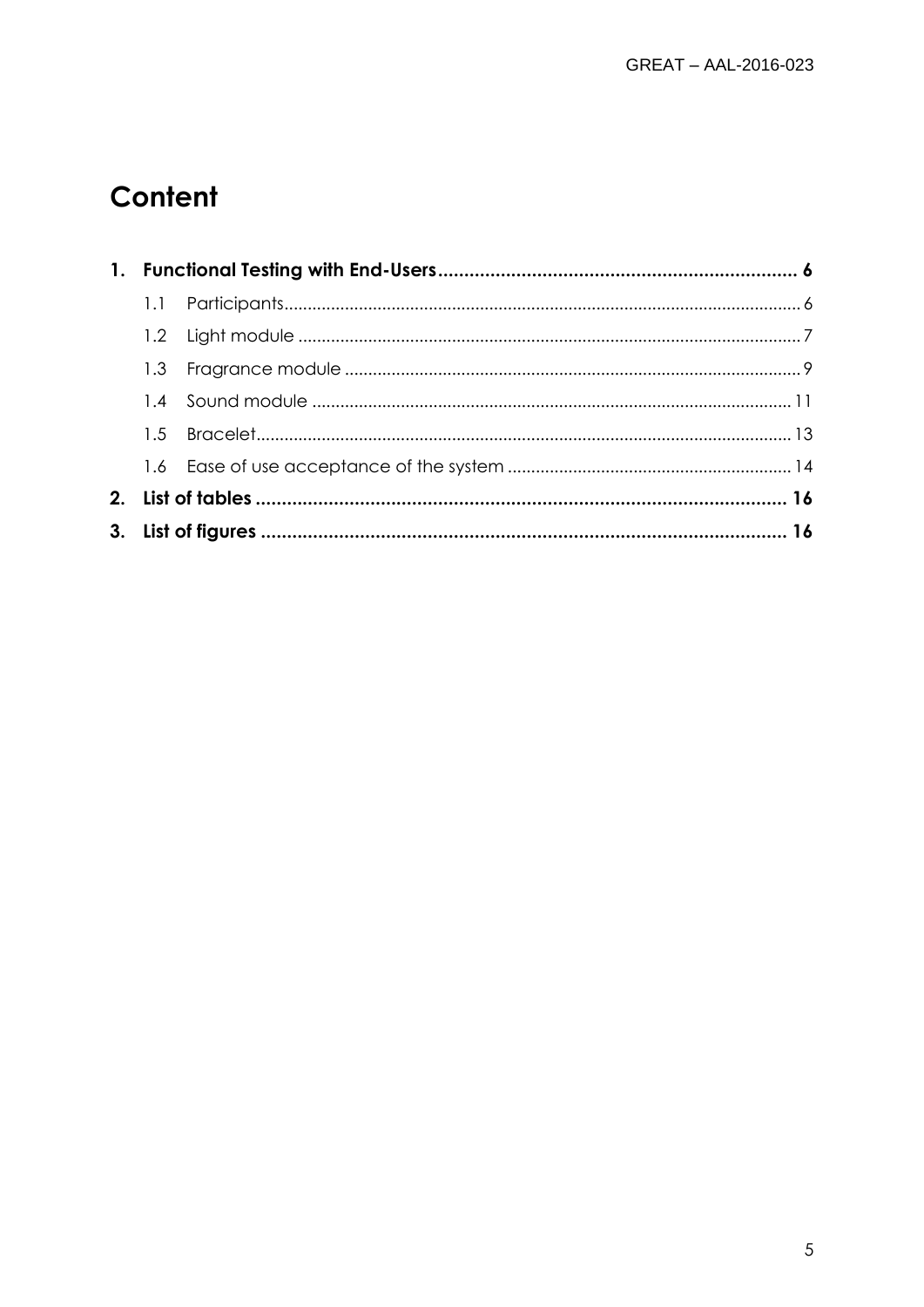# Content

1. **Functional Testing with End-Users** .......... **6**
    - 1.1 Participants .......... 6
    - 1.2 Light module .......... 7
    - 1.3 Fragrance module .......... 9
    - 1.4 Sound module .......... 11
    - 1.5 Bracelet .......... 13
    - 1.6 Ease of use acceptance of the system .......... 14
2. **List of tables** .......... **16**
3. **List of figures** .......... **16**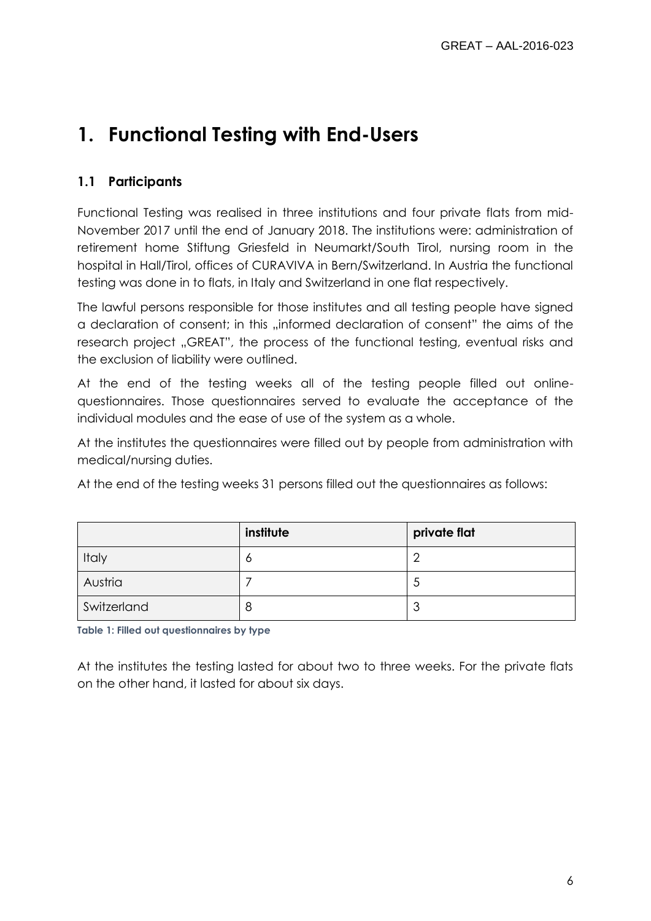# 1. Functional Testing with End-Users

## 1.1 Participants

Functional Testing was realised in three institutions and four private flats from mid-November 2017 until the end of January 2018. The institutions were: administration of retirement home Stiftung Griesfeld in Neumarkt/South Tirol, nursing room in the hospital in Hall/Tirol, offices of CURAVIVA in Bern/Switzerland. In Austria the functional testing was done in to flats, in Italy and Switzerland in one flat respectively.

The lawful persons responsible for those institutes and all testing people have signed a declaration of consent; in this „informed declaration of consent" the aims of the research project „GREAT", the process of the functional testing, eventual risks and the exclusion of liability were outlined.

At the end of the testing weeks all of the testing people filled out online-questionnaires. Those questionnaires served to evaluate the acceptance of the individual modules and the ease of use of the system as a whole.

At the institutes the questionnaires were filled out by people from administration with medical/nursing duties.

At the end of the testing weeks 31 persons filled out the questionnaires as follows:

| | **institute** | **private flat** |
|---|---|---|
| Italy | 6 | 2 |
| Austria | 7 | 5 |
| Switzerland | 8 | 3 |

**Table 1: Filled out questionnaires by type**

At the institutes the testing lasted for about two to three weeks. For the private flats on the other hand, it lasted for about six days.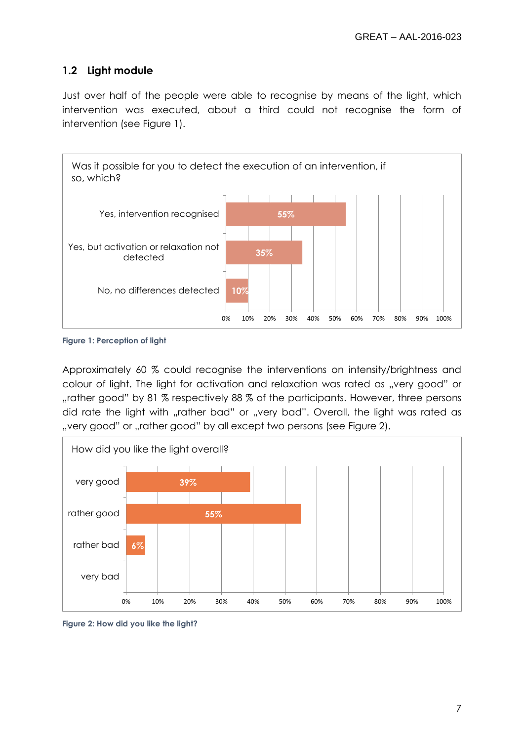## 1.2 Light module

Just over half of the people were able to recognise by means of the light, which intervention was executed, about a third could not recognise the form of intervention (see Figure 1).

Was it possible for you to detect the execution of an intervention, if so, which?

| Response | Percentage |
| --- | --- |
| Yes, intervention recognised | 55% |
| Yes, but activation or relaxation not detected | 35% |
| No, no differences detected | 10% |

Figure 1: Perception of light

Approximately 60 % could recognise the interventions on intensity/brightness and colour of light. The light for activation and relaxation was rated as „very good" or „rather good" by 81 % respectively 88 % of the participants. However, three persons did rate the light with „rather bad" or „very bad". Overall, the light was rated as „very good" or „rather good" by all except two persons (see Figure 2).

How did you like the light overall?

| Response | Percentage |
| --- | --- |
| very good | 39% |
| rather good | 55% |
| rather bad | 6% |
| very bad | |

Figure 2: How did you like the light?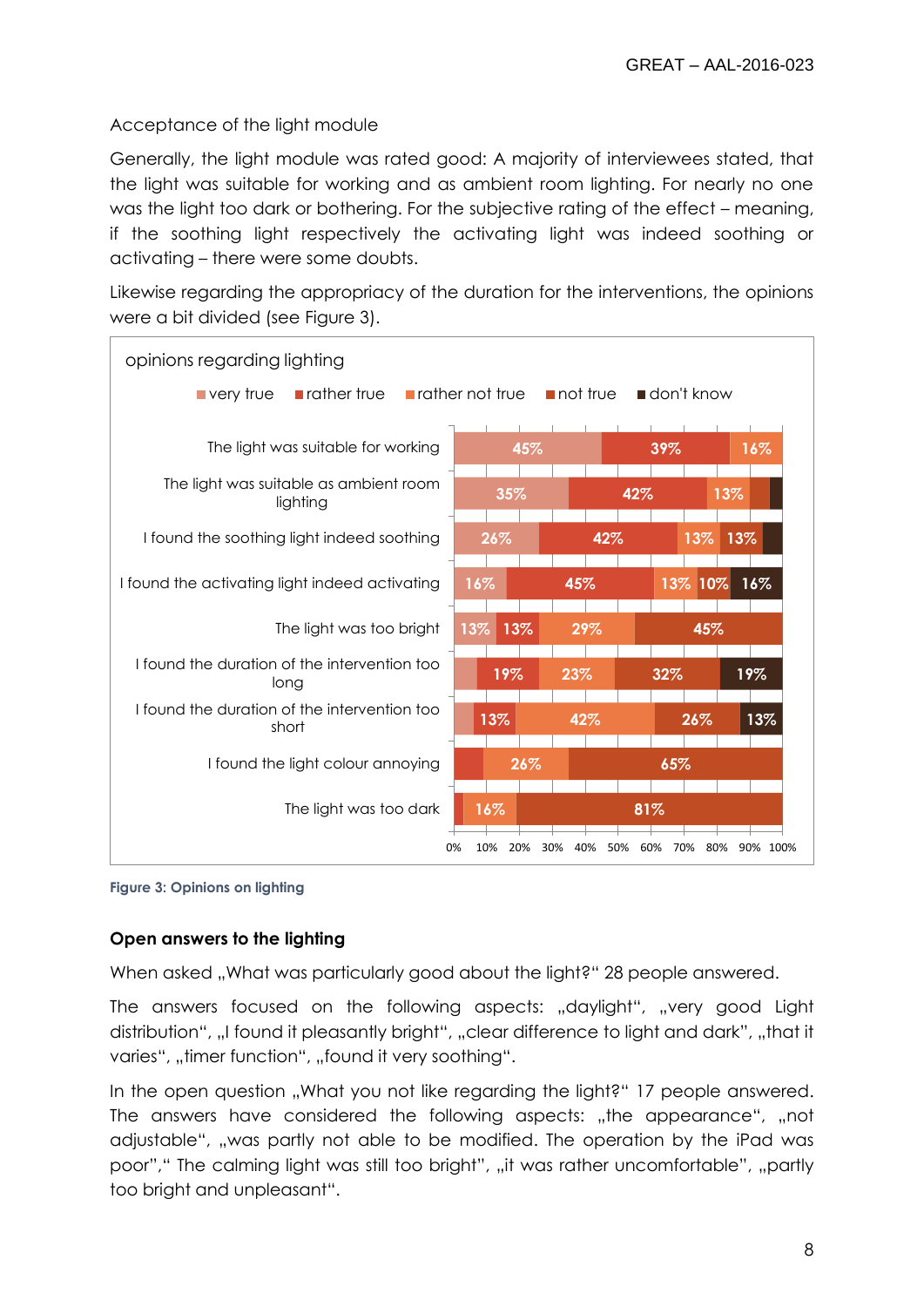Acceptance of the light module

Generally, the light module was rated good: A majority of interviewees stated, that the light was suitable for working and as ambient room lighting. For nearly no one was the light too dark or bothering. For the subjective rating of the effect – meaning, if the soothing light respectively the activating light was indeed soothing or activating – there were some doubts.

Likewise regarding the appropriacy of the duration for the interventions, the opinions were a bit divided (see Figure 3).

opinions regarding lighting

| | very true | rather true | rather not true | not true | don't know |
|---|---|---|---|---|---|
| The light was suitable for working | 45% | 39% | 16% | | |
| The light was suitable as ambient room lighting | 35% | 42% | 13% | | |
| I found the soothing light indeed soothing | 26% | 42% | 13% | 13% | |
| I found the activating light indeed activating | 16% | 45% | 13% | 10% | 16% |
| The light was too bright | 13% | 13% | 29% | 45% | |
| I found the duration of the intervention too long | | 19% | 23% | 32% | 19% |
| I found the duration of the intervention too short | | 13% | 42% | 26% | 13% |
| I found the light colour annoying | | | 26% | 65% | |
| The light was too dark | | | 16% | 81% | |

Figure 3: Opinions on lighting

**Open answers to the lighting**

When asked „What was particularly good about the light?“ 28 people answered.

The answers focused on the following aspects: „daylight“, „very good Light distribution“, „I found it pleasantly bright“, „clear difference to light and dark“, „that it varies“, „timer function“, „found it very soothing“.

In the open question „What you not like regarding the light?“ 17 people answered. The answers have considered the following aspects: „the appearance“, „not adjustable“, „was partly not able to be modified. The operation by the iPad was poor“,“ The calming light was still too bright“, „it was rather uncomfortable“, „partly too bright and unpleasant“.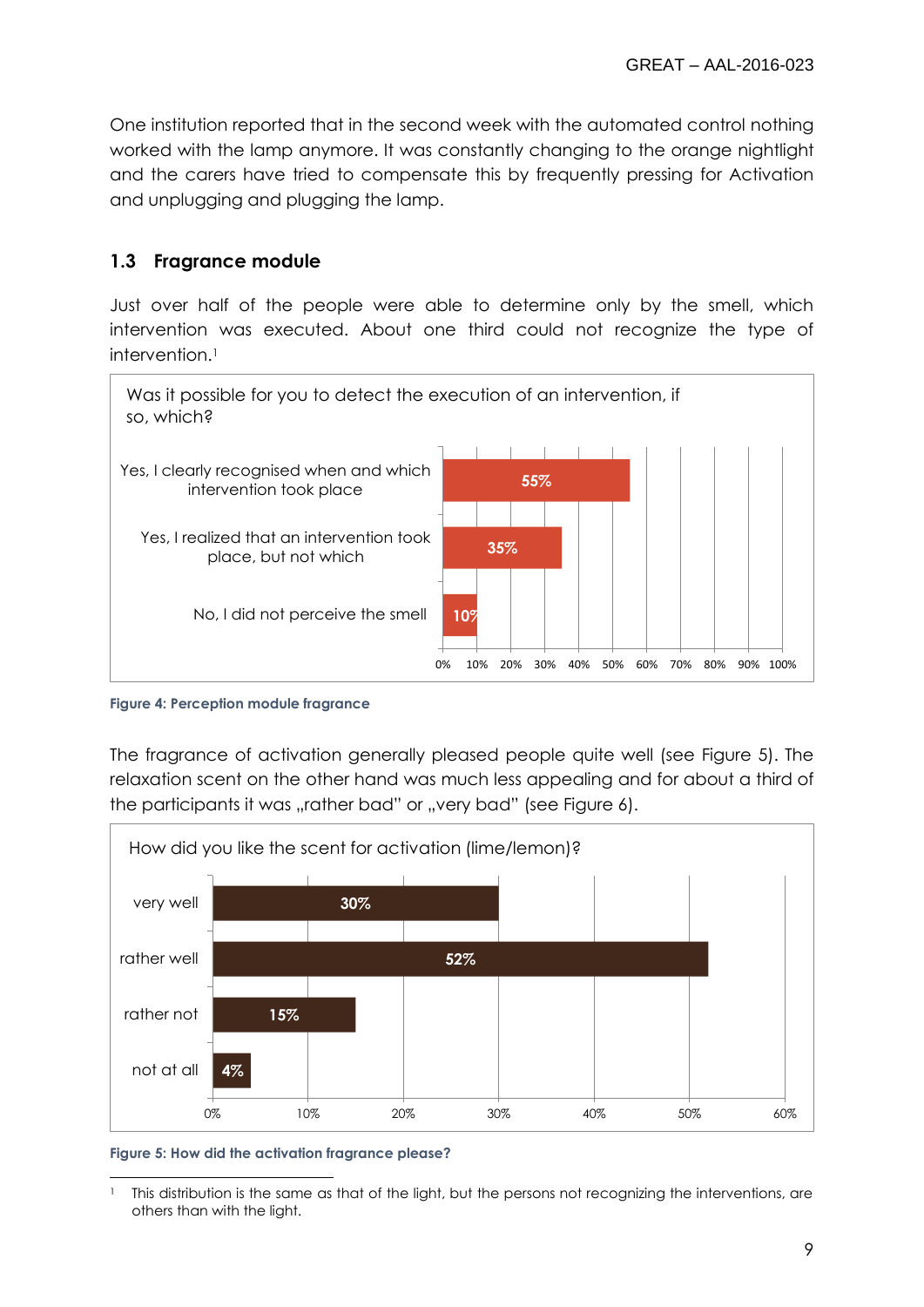One institution reported that in the second week with the automated control nothing worked with the lamp anymore. It was constantly changing to the orange nightlight and the carers have tried to compensate this by frequently pressing for Activation and unplugging and plugging the lamp.

## 1.3 Fragrance module

Just over half of the people were able to determine only by the smell, which intervention was executed. About one third could not recognize the type of intervention.[1]

Was it possible for you to detect the execution of an intervention, if so, which?

| Response | Share |
|---|---|
| Yes, I clearly recognised when and which intervention took place | 55% |
| Yes, I realized that an intervention took place, but not which | 35% |
| No, I did not perceive the smell | 10% |

**Figure 4: Perception module fragrance**

The fragrance of activation generally pleased people quite well (see Figure 5). The relaxation scent on the other hand was much less appealing and for about a third of the participants it was „rather bad" or „very bad" (see Figure 6).

How did you like the scent for activation (lime/lemon)?

| Response | Share |
|---|---|
| very well | 30% |
| rather well | 52% |
| rather not | 15% |
| not at all | 4% |

**Figure 5: How did the activation fragrance please?**

[1] This distribution is the same as that of the light, but the persons not recognizing the interventions, are others than with the light.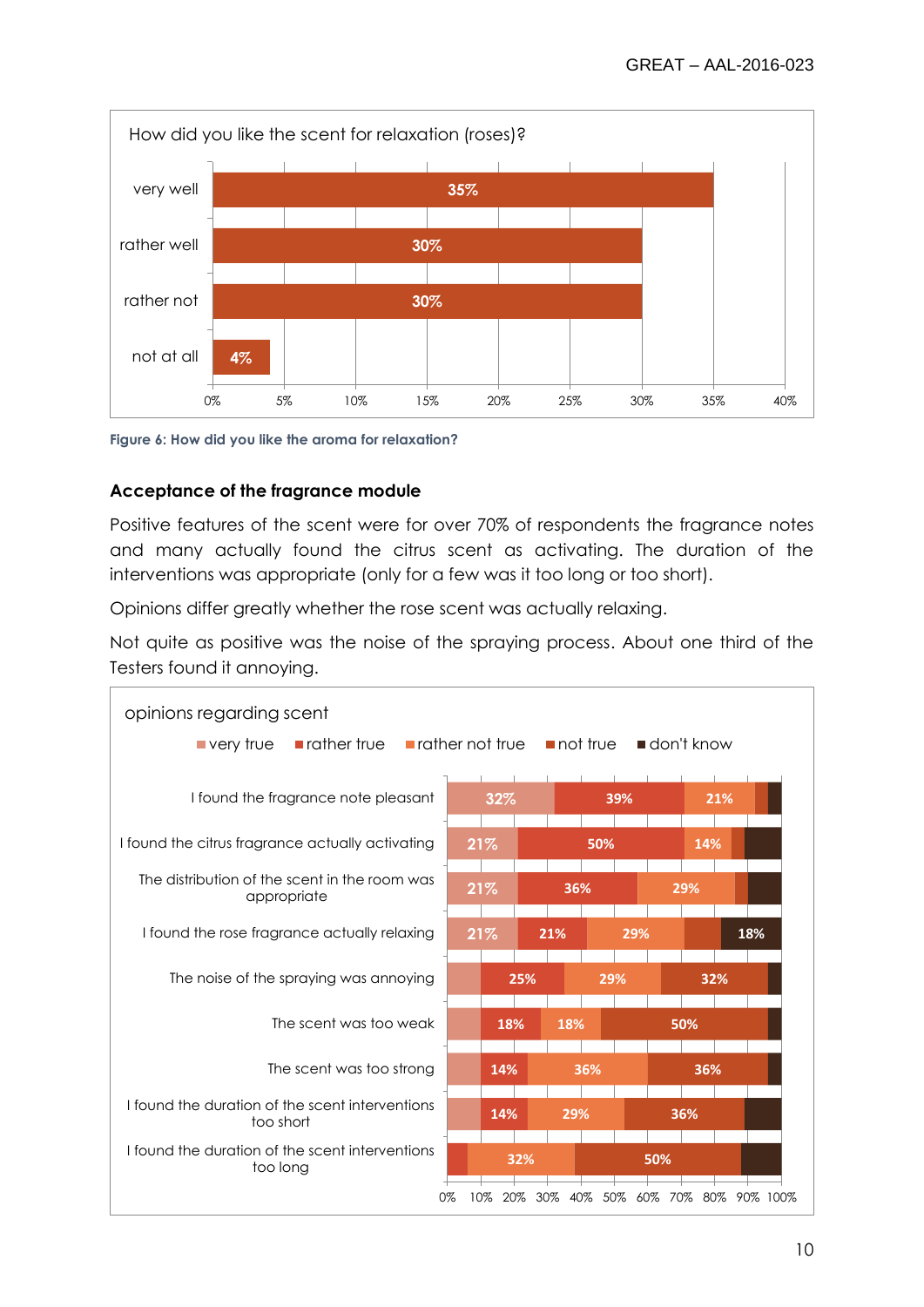How did you like the scent for relaxation (roses)?

| | |
|---|---|
| very well | 35% |
| rather well | 30% |
| rather not | 30% |
| not at all | 4% |

**Figure 6: How did you like the aroma for relaxation?**

### Acceptance of the fragrance module

Positive features of the scent were for over 70% of respondents the fragrance notes and many actually found the citrus scent as activating. The duration of the interventions was appropriate (only for a few was it too long or too short).

Opinions differ greatly whether the rose scent was actually relaxing.

Not quite as positive was the noise of the spraying process. About one third of the Testers found it annoying.

opinions regarding scent

| | very true | rather true | rather not true | not true | don't know |
|---|---|---|---|---|---|
| I found the fragrance note pleasant | 32% | 39% | 21% | | |
| I found the citrus fragrance actually activating | 21% | 50% | 14% | | |
| The distribution of the scent in the room was appropriate | 21% | 36% | 29% | | |
| I found the rose fragrance actually relaxing | 21% | 21% | 29% | | 18% |
| The noise of the spraying was annoying | | 25% | 29% | 32% | |
| The scent was too weak | | 18% | 18% | 50% | |
| The scent was too strong | | 14% | 36% | 36% | |
| I found the duration of the scent interventions too short | | 14% | 29% | 36% | |
| I found the duration of the scent interventions too long | | | 32% | 50% | |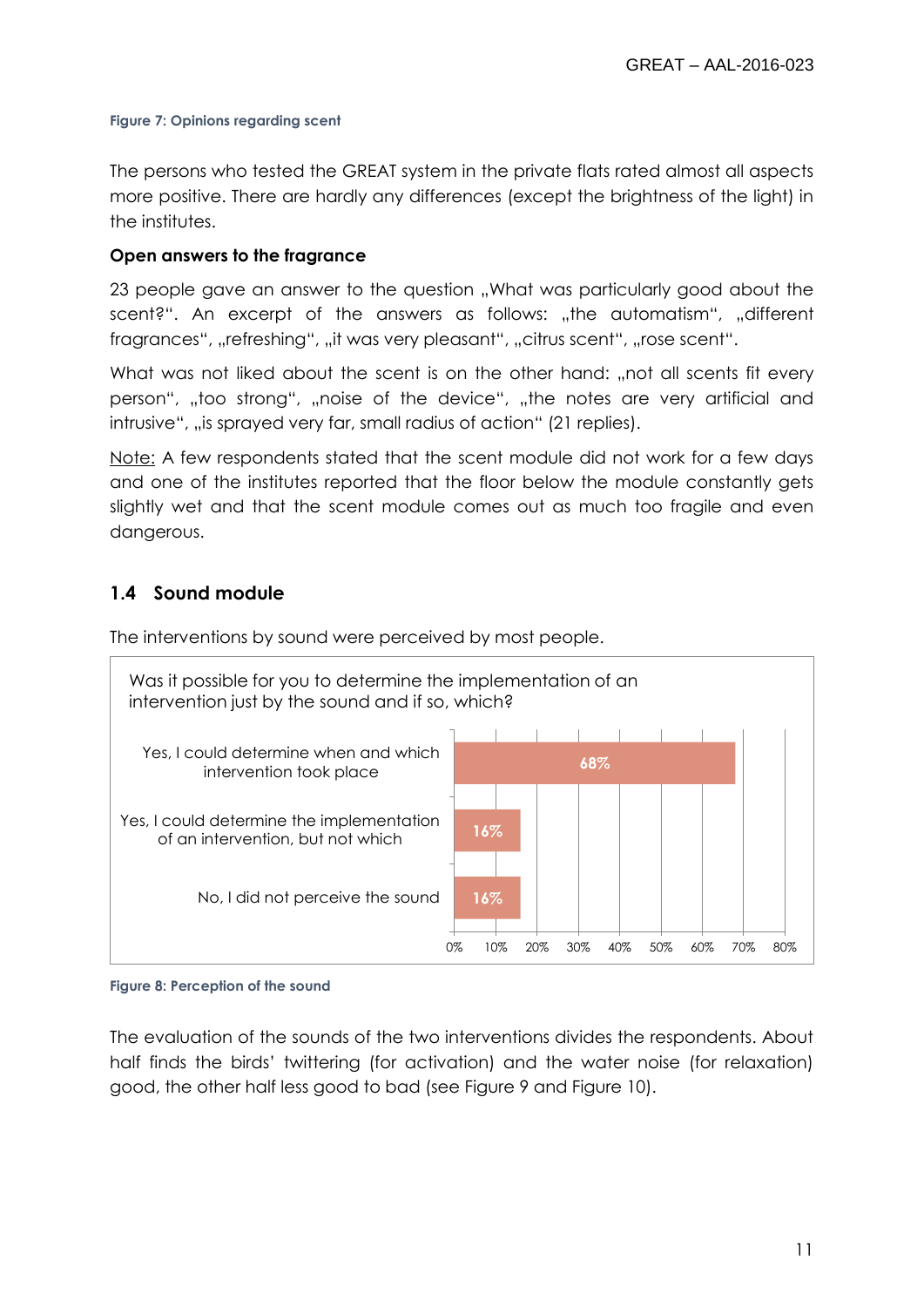Figure 7: Opinions regarding scent

The persons who tested the GREAT system in the private flats rated almost all aspects more positive. There are hardly any differences (except the brightness of the light) in the institutes.

**Open answers to the fragrance**

23 people gave an answer to the question „What was particularly good about the scent?". An excerpt of the answers as follows: „the automatism", „different fragrances", „refreshing", „it was very pleasant", „citrus scent", „rose scent".

What was not liked about the scent is on the other hand: „not all scents fit every person", „too strong", „noise of the device", „the notes are very artificial and intrusive", „is sprayed very far, small radius of action" (21 replies).

Note: A few respondents stated that the scent module did not work for a few days and one of the institutes reported that the floor below the module constantly gets slightly wet and that the scent module comes out as much too fragile and even dangerous.

## 1.4 Sound module

The interventions by sound were perceived by most people.

Was it possible for you to determine the implementation of an intervention just by the sound and if so, which?

| Answer | Share |
| --- | --- |
| Yes, I could determine when and which intervention took place | 68% |
| Yes, I could determine the implementation of an intervention, but not which | 16% |
| No, I did not perceive the sound | 16% |

Figure 8: Perception of the sound

The evaluation of the sounds of the two interventions divides the respondents. About half finds the birds' twittering (for activation) and the water noise (for relaxation) good, the other half less good to bad (see Figure 9 and Figure 10).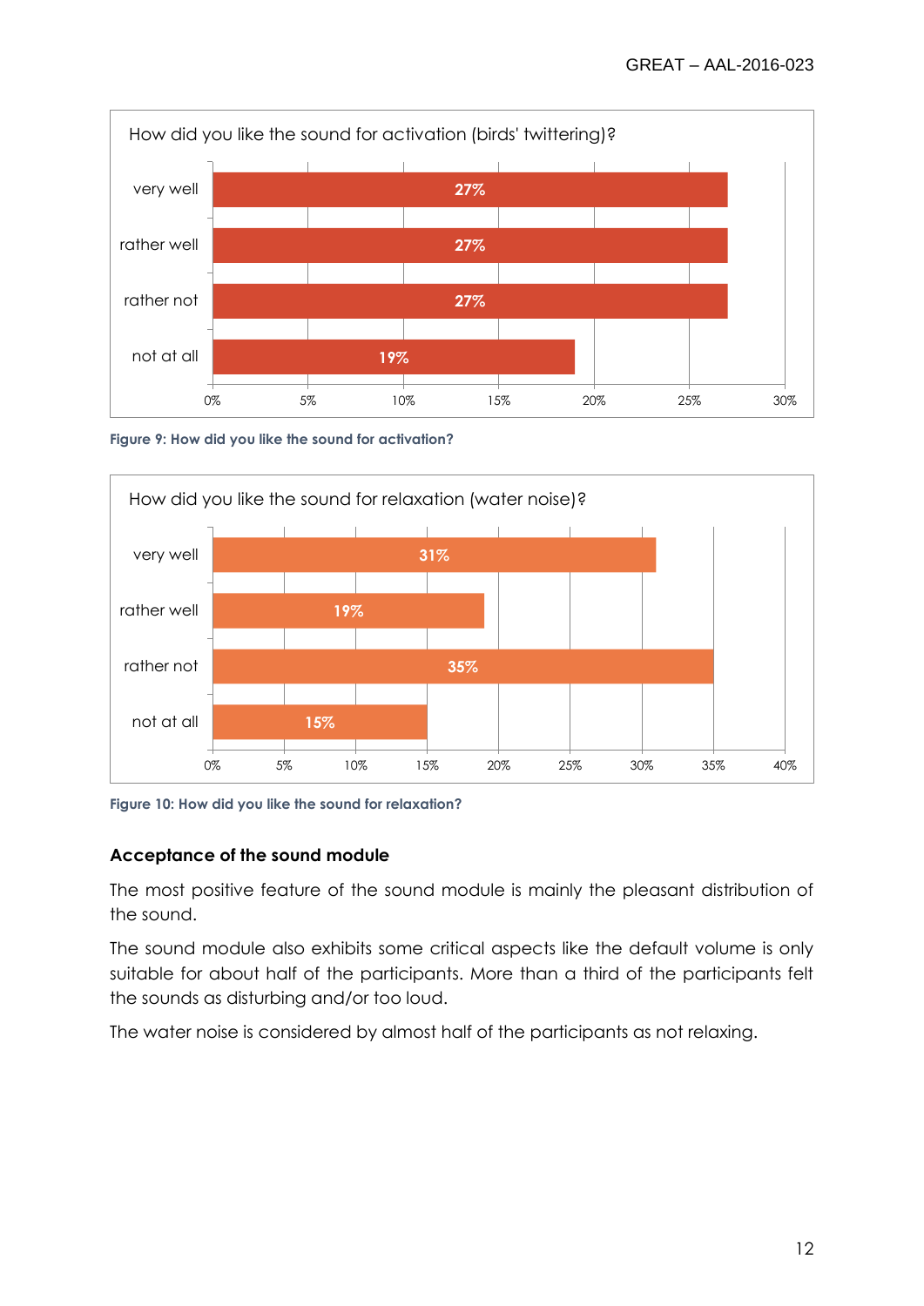How did you like the sound for activation (birds' twittering)?

| | |
|---|---|
| very well | 27% |
| rather well | 27% |
| rather not | 27% |
| not at all | 19% |

Figure 9: How did you like the sound for activation?

How did you like the sound for relaxation (water noise)?

| | |
|---|---|
| very well | 31% |
| rather well | 19% |
| rather not | 35% |
| not at all | 15% |

Figure 10: How did you like the sound for relaxation?

### Acceptance of the sound module

The most positive feature of the sound module is mainly the pleasant distribution of the sound.

The sound module also exhibits some critical aspects like the default volume is only suitable for about half of the participants. More than a third of the participants felt the sounds as disturbing and/or too loud.

The water noise is considered by almost half of the participants as not relaxing.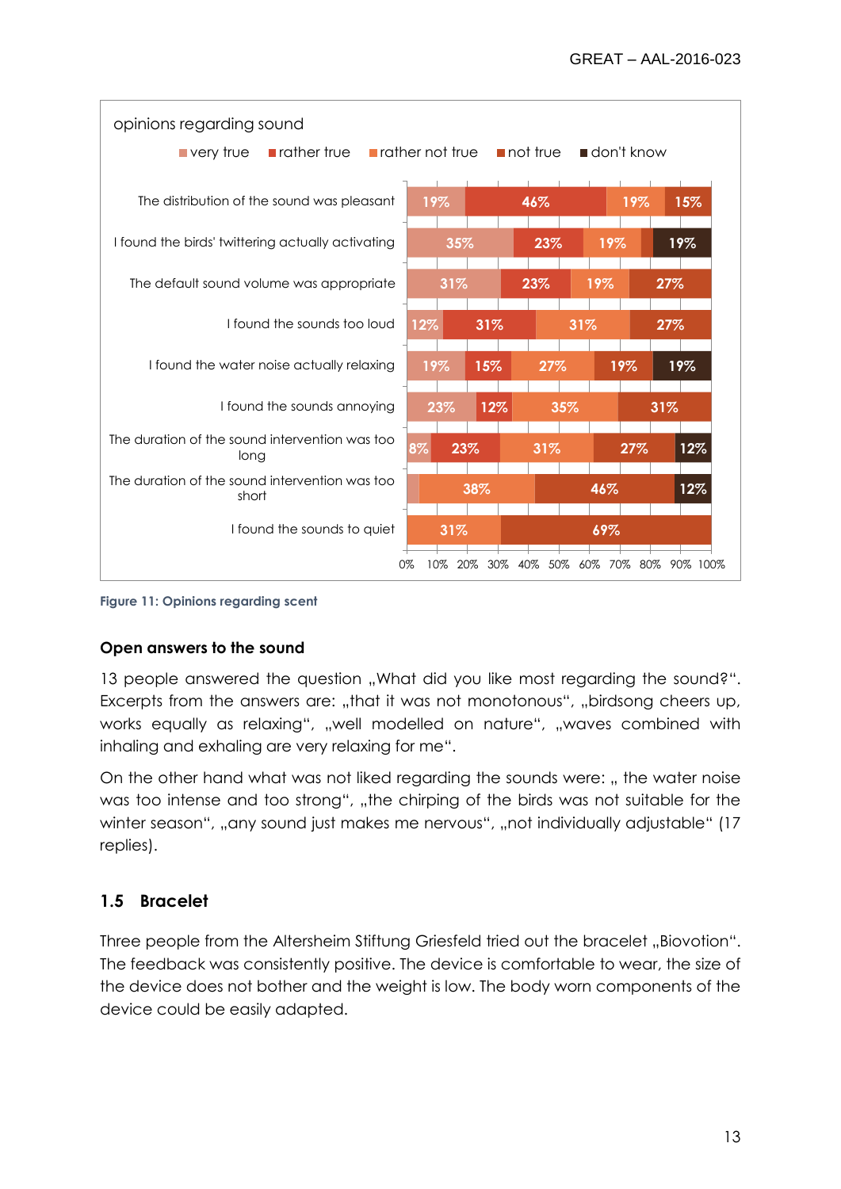opinions regarding sound

| | very true | rather true | rather not true | not true | don't know |
|---|---|---|---|---|---|
| The distribution of the sound was pleasant | 19% | 46% | 19% | 15% | |
| I found the birds' twittering actually activating | 35% | 23% | 19% | | 19% |
| The default sound volume was appropriate | 31% | 23% | 19% | 27% | |
| I found the sounds too loud | 12% | 31% | 31% | 27% | |
| I found the water noise actually relaxing | 19% | 15% | 27% | 19% | 19% |
| I found the sounds annoying | 23% | 12% | 35% | 31% | |
| The duration of the sound intervention was too long | 8% | 23% | 31% | 27% | 12% |
| The duration of the sound intervention was too short | | | 38% | 46% | 12% |
| I found the sounds to quiet | | | 31% | 69% | |

Figure 11: Opinions regarding scent

**Open answers to the sound**

13 people answered the question „What did you like most regarding the sound?". Excerpts from the answers are: „that it was not monotonous", „birdsong cheers up, works equally as relaxing", „well modelled on nature", „waves combined with inhaling and exhaling are very relaxing for me".

On the other hand what was not liked regarding the sounds were: „ the water noise was too intense and too strong", „the chirping of the birds was not suitable for the winter season", „any sound just makes me nervous", „not individually adjustable" (17 replies).

## 1.5 Bracelet

Three people from the Altersheim Stiftung Griesfeld tried out the bracelet „Biovotion". The feedback was consistently positive. The device is comfortable to wear, the size of the device does not bother and the weight is low. The body worn components of the device could be easily adapted.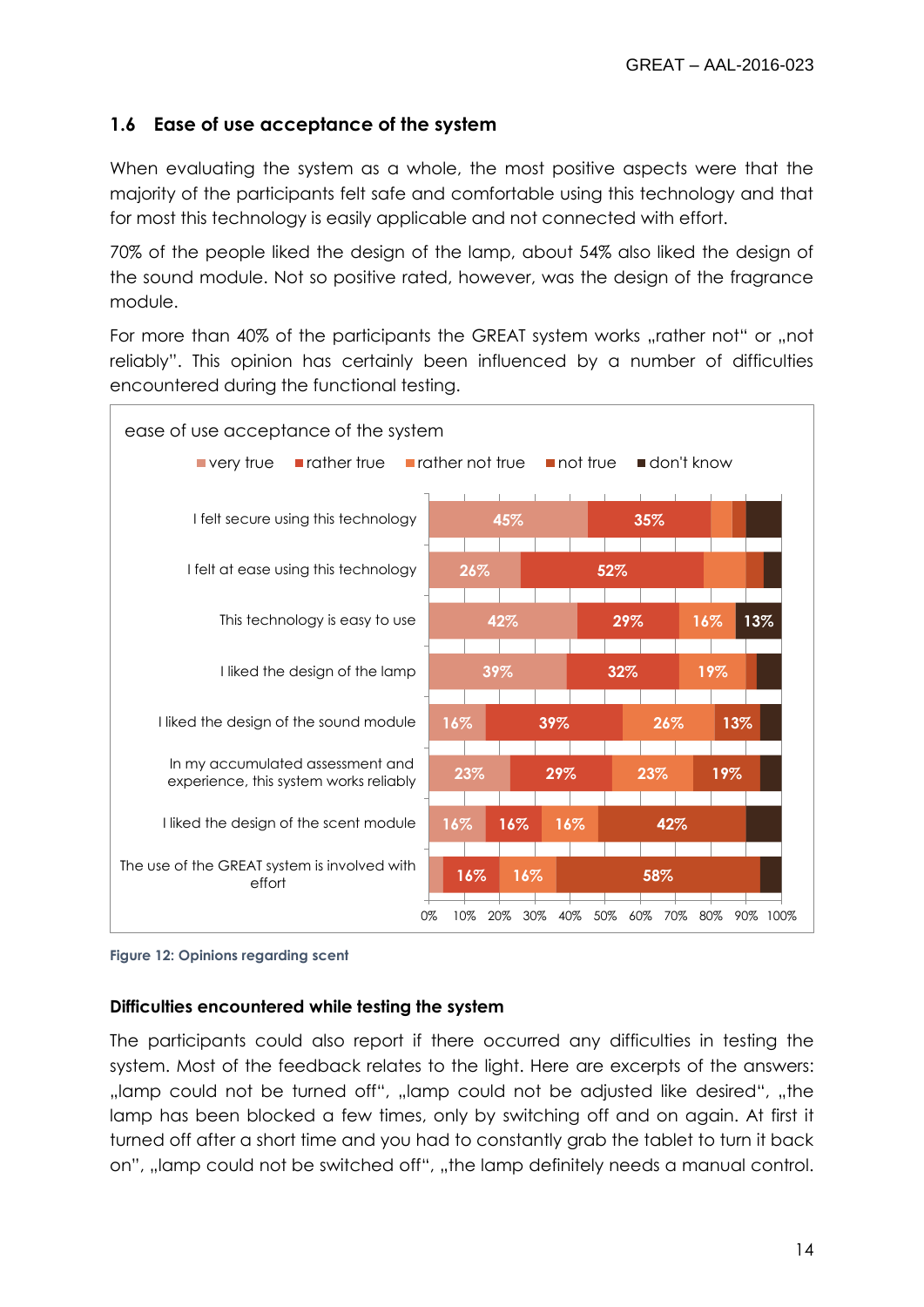### 1.6 Ease of use acceptance of the system

When evaluating the system as a whole, the most positive aspects were that the majority of the participants felt safe and comfortable using this technology and that for most this technology is easily applicable and not connected with effort.

70% of the people liked the design of the lamp, about 54% also liked the design of the sound module. Not so positive rated, however, was the design of the fragrance module.

For more than 40% of the participants the GREAT system works „rather not" or „not reliably". This opinion has certainly been influenced by a number of difficulties encountered during the functional testing.

ease of use acceptance of the system

| | very true | rather true | rather not true | not true | don't know |
|---|---|---|---|---|---|
| I felt secure using this technology | 45% | 35% | | | |
| I felt at ease using this technology | 26% | 52% | | | |
| This technology is easy to use | 42% | 29% | 16% | | 13% |
| I liked the design of the lamp | 39% | 32% | 19% | | |
| I liked the design of the sound module | 16% | 39% | 26% | 13% | |
| In my accumulated assessment and experience, this system works reliably | 23% | 29% | 23% | 19% | |
| I liked the design of the scent module | 16% | 16% | 16% | 42% | |
| The use of the GREAT system is involved with effort | | 16% | 16% | 58% | |

Figure 12: Opinions regarding scent

#### Difficulties encountered while testing the system

The participants could also report if there occurred any difficulties in testing the system. Most of the feedback relates to the light. Here are excerpts of the answers: „lamp could not be turned off", „lamp could not be adjusted like desired", „the lamp has been blocked a few times, only by switching off and on again. At first it turned off after a short time and you had to constantly grab the tablet to turn it back on", „lamp could not be switched off", „the lamp definitely needs a manual control.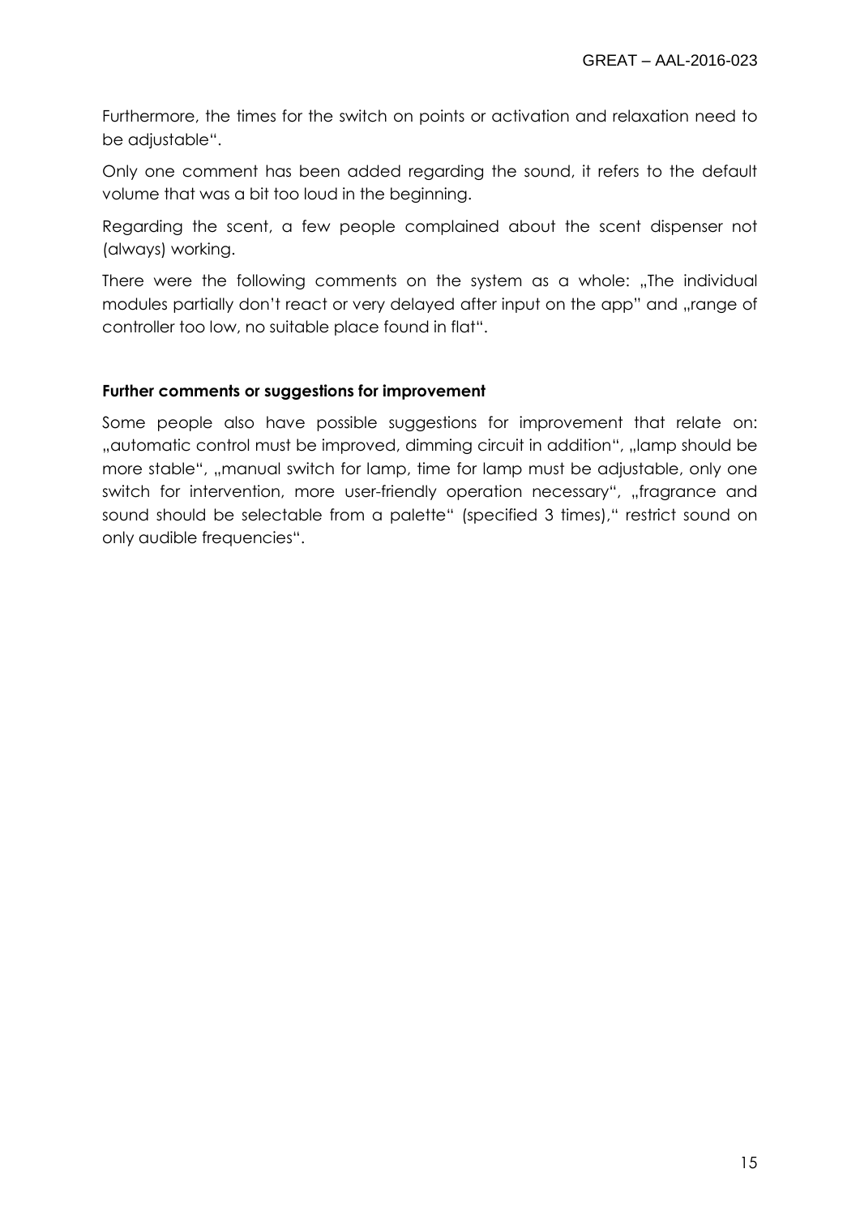Furthermore, the times for the switch on points or activation and relaxation need to be adjustable".

Only one comment has been added regarding the sound, it refers to the default volume that was a bit too loud in the beginning.

Regarding the scent, a few people complained about the scent dispenser not (always) working.

There were the following comments on the system as a whole: „The individual modules partially don't react or very delayed after input on the app" and „range of controller too low, no suitable place found in flat".

**Further comments or suggestions for improvement**

Some people also have possible suggestions for improvement that relate on: „automatic control must be improved, dimming circuit in addition", „lamp should be more stable", „manual switch for lamp, time for lamp must be adjustable, only one switch for intervention, more user-friendly operation necessary", „fragrance and sound should be selectable from a palette" (specified 3 times)," restrict sound on only audible frequencies".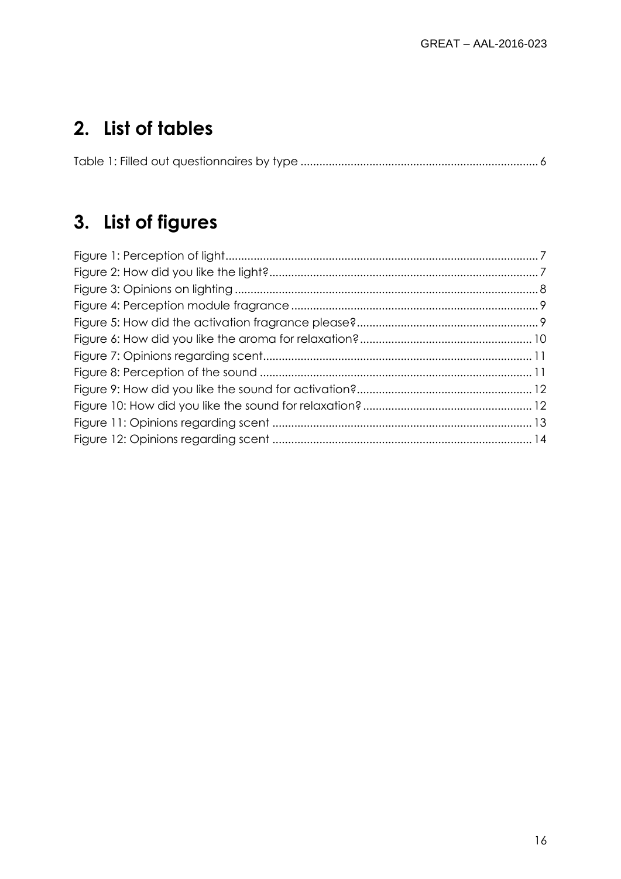## 2. List of tables

Table 1: Filled out questionnaires by type .......... 6

## 3. List of figures

Figure 1: Perception of light .......... 7
Figure 2: How did you like the light? .......... 7
Figure 3: Opinions on lighting .......... 8
Figure 4: Perception module fragrance .......... 9
Figure 5: How did the activation fragrance please? .......... 9
Figure 6: How did you like the aroma for relaxation? .......... 10
Figure 7: Opinions regarding scent .......... 11
Figure 8: Perception of the sound .......... 11
Figure 9: How did you like the sound for activation? .......... 12
Figure 10: How did you like the sound for relaxation? .......... 12
Figure 11: Opinions regarding scent .......... 13
Figure 12: Opinions regarding scent .......... 14